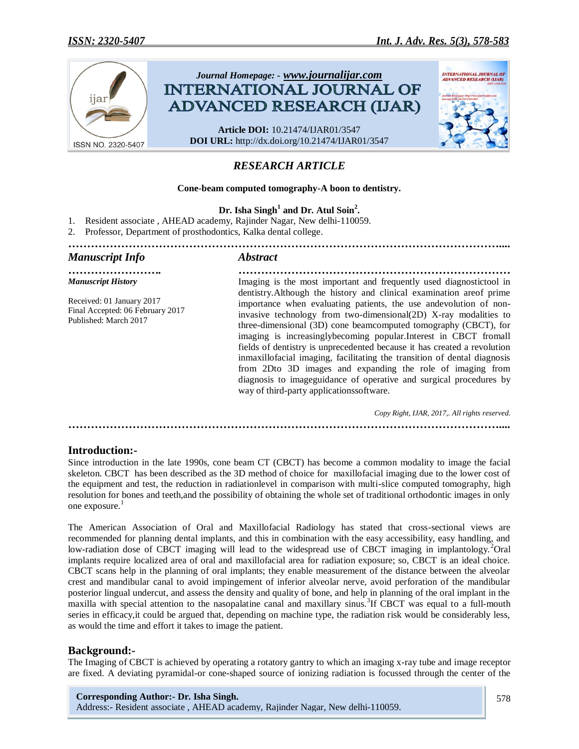*Journal Homepage: - www.journalijar.com*

# INTERNATIONAL JOURNAL OF ADVANCED RESEARCH (IJAR)

**Article DOI:** 10.21474/IJAR01/3547
**DOI URL:** http://dx.doi.org/10.21474/IJAR01/3547

## *RESEARCH ARTICLE*

**Cone-beam computed tomography-A boon to dentistry.**

**Dr. Isha Singh[1] and Dr. Atul Soin[2].**

1. Resident associate , AHEAD academy, Rajinder Nagar, New delhi-110059.
2. Professor, Department of prosthodontics, Kalka dental college.

### *Manuscript Info*

***Manuscript History***

Received: 01 January 2017
Final Accepted: 06 February 2017
Published: March 2017

### *Abstract*

Imaging is the most important and frequently used diagnostictool in dentistry.Although the history and clinical examination areof prime importance when evaluating patients, the use andevolution of non-invasive technology from two-dimensional(2D) X-ray modalities to three-dimensional (3D) cone beamcomputed tomography (CBCT), for imaging is increasinglybecoming popular.Interest in CBCT fromall fields of dentistry is unprecedented because it has created a revolution inmaxillofacial imaging, facilitating the transition of dental diagnosis from 2Dto 3D images and expanding the role of imaging from diagnosis to imageguidance of operative and surgical procedures by way of third-party applicationssoftware.

*Copy Right, IJAR, 2017,. All rights reserved.*

## Introduction:-

Since introduction in the late 1990s, cone beam CT (CBCT) has become a common modality to image the facial skeleton. CBCT has been described as the 3D method of choice for maxillofacial imaging due to the lower cost of the equipment and test, the reduction in radiationlevel in comparison with multi-slice computed tomography, high resolution for bones and teeth,and the possibility of obtaining the whole set of traditional orthodontic images in only one exposure.[1]

The American Association of Oral and Maxillofacial Radiology has stated that cross-sectional views are recommended for planning dental implants, and this in combination with the easy accessibility, easy handling, and low-radiation dose of CBCT imaging will lead to the widespread use of CBCT imaging in implantology.[2]Oral implants require localized area of oral and maxillofacial area for radiation exposure; so, CBCT is an ideal choice. CBCT scans help in the planning of oral implants; they enable measurement of the distance between the alveolar crest and mandibular canal to avoid impingement of inferior alveolar nerve, avoid perforation of the mandibular posterior lingual undercut, and assess the density and quality of bone, and help in planning of the oral implant in the maxilla with special attention to the nasopalatine canal and maxillary sinus.[3]If CBCT was equal to a full-mouth series in efficacy,it could be argued that, depending on machine type, the radiation risk would be considerably less, as would the time and effort it takes to image the patient.

## Background:-

The Imaging of CBCT is achieved by operating a rotatory gantry to which an imaging x-ray tube and image receptor are fixed. A deviating pyramidal-or cone-shaped source of ionizing radiation is focussed through the center of the

**Corresponding Author:- Dr. Isha Singh.**
Address:- Resident associate , AHEAD academy, Rajinder Nagar, New delhi-110059.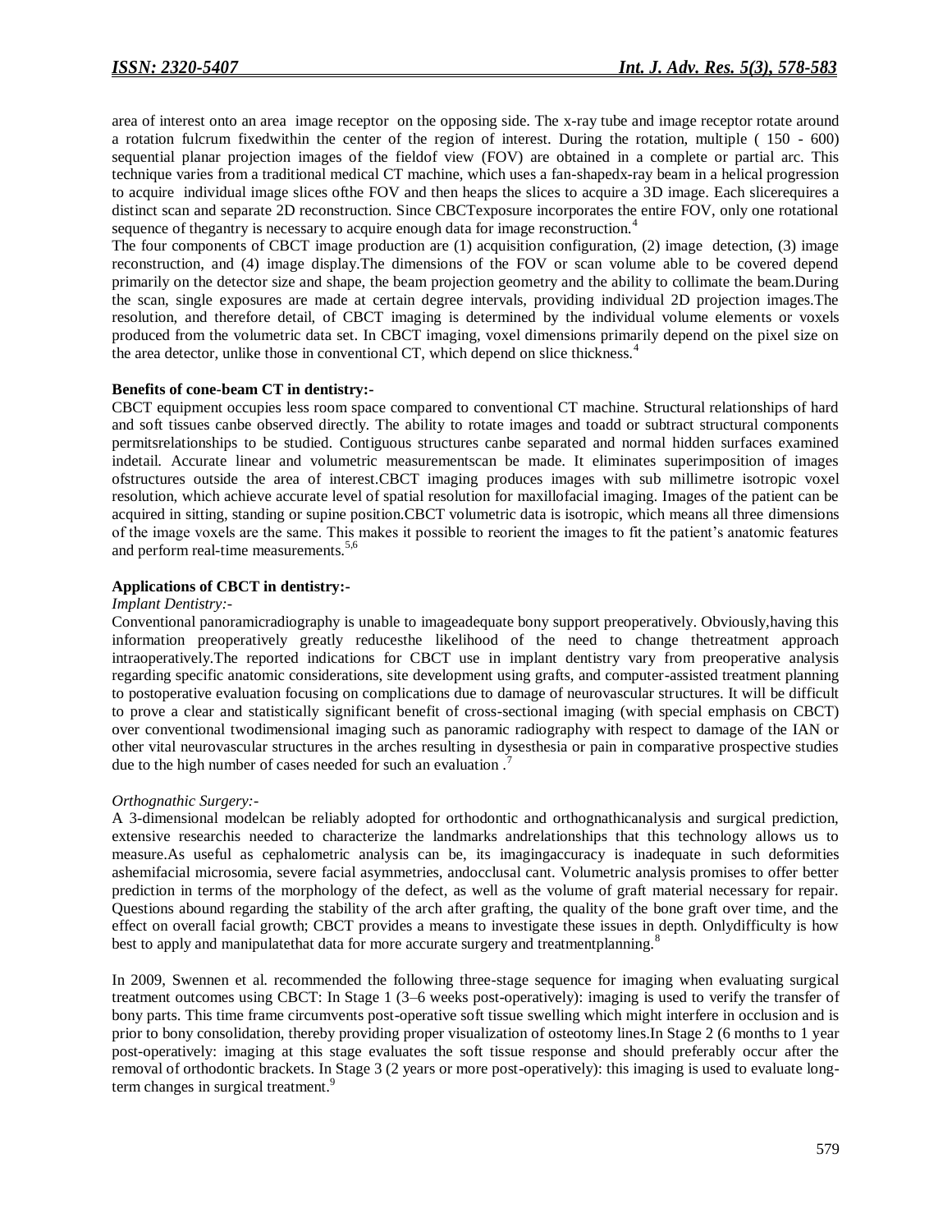area of interest onto an area image receptor on the opposing side. The x-ray tube and image receptor rotate around a rotation fulcrum fixedwithin the center of the region of interest. During the rotation, multiple ( 150 - 600) sequential planar projection images of the fieldof view (FOV) are obtained in a complete or partial arc. This technique varies from a traditional medical CT machine, which uses a fan-shapedx-ray beam in a helical progression to acquire individual image slices ofthe FOV and then heaps the slices to acquire a 3D image. Each slicerequires a distinct scan and separate 2D reconstruction. Since CBCTexposure incorporates the entire FOV, only one rotational sequence of thegantry is necessary to acquire enough data for image reconstruction.[4]

The four components of CBCT image production are (1) acquisition configuration, (2) image detection, (3) image reconstruction, and (4) image display.The dimensions of the FOV or scan volume able to be covered depend primarily on the detector size and shape, the beam projection geometry and the ability to collimate the beam.During the scan, single exposures are made at certain degree intervals, providing individual 2D projection images.The resolution, and therefore detail, of CBCT imaging is determined by the individual volume elements or voxels produced from the volumetric data set. In CBCT imaging, voxel dimensions primarily depend on the pixel size on the area detector, unlike those in conventional CT, which depend on slice thickness.[4]

**Benefits of cone-beam CT in dentistry:-**

CBCT equipment occupies less room space compared to conventional CT machine. Structural relationships of hard and soft tissues canbe observed directly. The ability to rotate images and toadd or subtract structural components permitsrelationships to be studied. Contiguous structures canbe separated and normal hidden surfaces examined indetail. Accurate linear and volumetric measurementscan be made. It eliminates superimposition of images ofstructures outside the area of interest.CBCT imaging produces images with sub millimetre isotropic voxel resolution, which achieve accurate level of spatial resolution for maxillofacial imaging. Images of the patient can be acquired in sitting, standing or supine position.CBCT volumetric data is isotropic, which means all three dimensions of the image voxels are the same. This makes it possible to reorient the images to fit the patient's anatomic features and perform real-time measurements.[5,6]

**Applications of CBCT in dentistry:-**

*Implant Dentistry:-*

Conventional panoramicradiography is unable to imageadequate bony support preoperatively. Obviously,having this information preoperatively greatly reducesthe likelihood of the need to change thetreatment approach intraoperatively.The reported indications for CBCT use in implant dentistry vary from preoperative analysis regarding specific anatomic considerations, site development using grafts, and computer-assisted treatment planning to postoperative evaluation focusing on complications due to damage of neurovascular structures. It will be difficult to prove a clear and statistically significant benefit of cross-sectional imaging (with special emphasis on CBCT) over conventional twodimensional imaging such as panoramic radiography with respect to damage of the IAN or other vital neurovascular structures in the arches resulting in dysesthesia or pain in comparative prospective studies due to the high number of cases needed for such an evaluation .[7]

*Orthognathic Surgery:-*

A 3-dimensional modelcan be reliably adopted for orthodontic and orthognathicanalysis and surgical prediction, extensive researchis needed to characterize the landmarks andrelationships that this technology allows us to measure.As useful as cephalometric analysis can be, its imagingaccuracy is inadequate in such deformities ashemifacial microsomia, severe facial asymmetries, andocclusal cant. Volumetric analysis promises to offer better prediction in terms of the morphology of the defect, as well as the volume of graft material necessary for repair. Questions abound regarding the stability of the arch after grafting, the quality of the bone graft over time, and the effect on overall facial growth; CBCT provides a means to investigate these issues in depth. Onlydifficulty is how best to apply and manipulatethat data for more accurate surgery and treatmentplanning.[8]

In 2009, Swennen et al. recommended the following three-stage sequence for imaging when evaluating surgical treatment outcomes using CBCT: In Stage 1 (3–6 weeks post-operatively): imaging is used to verify the transfer of bony parts. This time frame circumvents post-operative soft tissue swelling which might interfere in occlusion and is prior to bony consolidation, thereby providing proper visualization of osteotomy lines.In Stage 2 (6 months to 1 year post-operatively: imaging at this stage evaluates the soft tissue response and should preferably occur after the removal of orthodontic brackets. In Stage 3 (2 years or more post-operatively): this imaging is used to evaluate long-term changes in surgical treatment.[9]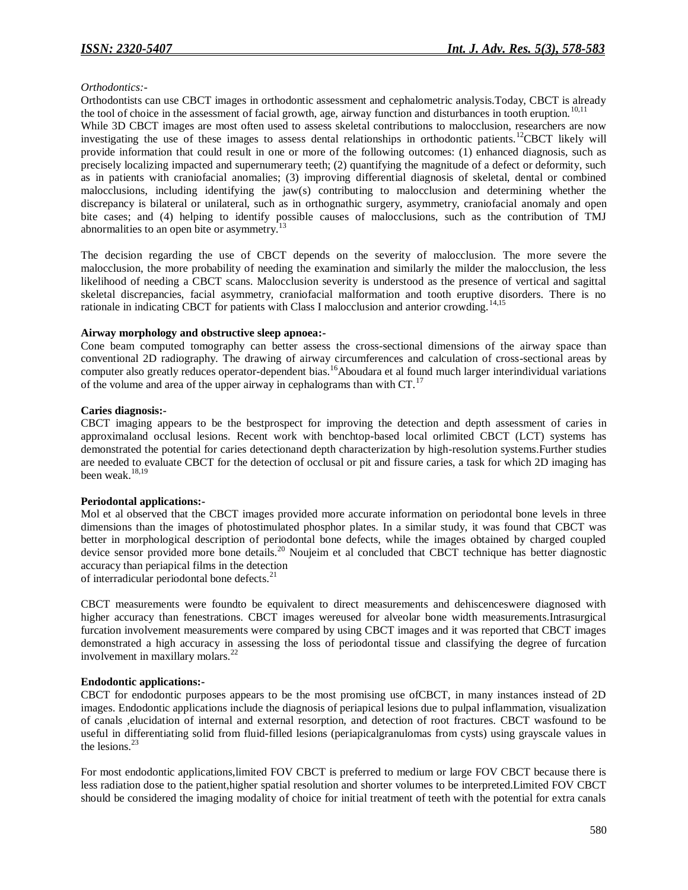*Orthodontics:-*

Orthodontists can use CBCT images in orthodontic assessment and cephalometric analysis.Today, CBCT is already the tool of choice in the assessment of facial growth, age, airway function and disturbances in tooth eruption.[10,11]

While 3D CBCT images are most often used to assess skeletal contributions to malocclusion, researchers are now investigating the use of these images to assess dental relationships in orthodontic patients.[12]CBCT likely will provide information that could result in one or more of the following outcomes: (1) enhanced diagnosis, such as precisely localizing impacted and supernumerary teeth; (2) quantifying the magnitude of a defect or deformity, such as in patients with craniofacial anomalies; (3) improving differential diagnosis of skeletal, dental or combined malocclusions, including identifying the jaw(s) contributing to malocclusion and determining whether the discrepancy is bilateral or unilateral, such as in orthognathic surgery, asymmetry, craniofacial anomaly and open bite cases; and (4) helping to identify possible causes of malocclusions, such as the contribution of TMJ abnormalities to an open bite or asymmetry.[13]

The decision regarding the use of CBCT depends on the severity of malocclusion. The more severe the malocclusion, the more probability of needing the examination and similarly the milder the malocclusion, the less likelihood of needing a CBCT scans. Malocclusion severity is understood as the presence of vertical and sagittal skeletal discrepancies, facial asymmetry, craniofacial malformation and tooth eruptive disorders. There is no rationale in indicating CBCT for patients with Class I malocclusion and anterior crowding.[14,15]

**Airway morphology and obstructive sleep apnoea:-**

Cone beam computed tomography can better assess the cross-sectional dimensions of the airway space than conventional 2D radiography. The drawing of airway circumferences and calculation of cross-sectional areas by computer also greatly reduces operator-dependent bias.[16]Aboudara et al found much larger interindividual variations of the volume and area of the upper airway in cephalograms than with CT.[17]

**Caries diagnosis:-**

CBCT imaging appears to be the bestprospect for improving the detection and depth assessment of caries in approximaland occlusal lesions. Recent work with benchtop-based local orlimited CBCT (LCT) systems has demonstrated the potential for caries detectionand depth characterization by high-resolution systems.Further studies are needed to evaluate CBCT for the detection of occlusal or pit and fissure caries, a task for which 2D imaging has been weak.[18,19]

**Periodontal applications:-**

Mol et al observed that the CBCT images provided more accurate information on periodontal bone levels in three dimensions than the images of photostimulated phosphor plates. In a similar study, it was found that CBCT was better in morphological description of periodontal bone defects, while the images obtained by charged coupled device sensor provided more bone details.[20] Noujeim et al concluded that CBCT technique has better diagnostic accuracy than periapical films in the detection of interradicular periodontal bone defects.[21]

CBCT measurements were foundto be equivalent to direct measurements and dehiscenceswere diagnosed with higher accuracy than fenestrations. CBCT images wereused for alveolar bone width measurements.Intrasurgical furcation involvement measurements were compared by using CBCT images and it was reported that CBCT images demonstrated a high accuracy in assessing the loss of periodontal tissue and classifying the degree of furcation involvement in maxillary molars.[22]

**Endodontic applications:-**

CBCT for endodontic purposes appears to be the most promising use ofCBCT, in many instances instead of 2D images. Endodontic applications include the diagnosis of periapical lesions due to pulpal inflammation, visualization of canals ,elucidation of internal and external resorption, and detection of root fractures. CBCT wasfound to be useful in differentiating solid from fluid-filled lesions (periapicalgranulomas from cysts) using grayscale values in the lesions.[23]

For most endodontic applications,limited FOV CBCT is preferred to medium or large FOV CBCT because there is less radiation dose to the patient,higher spatial resolution and shorter volumes to be interpreted.Limited FOV CBCT should be considered the imaging modality of choice for initial treatment of teeth with the potential for extra canals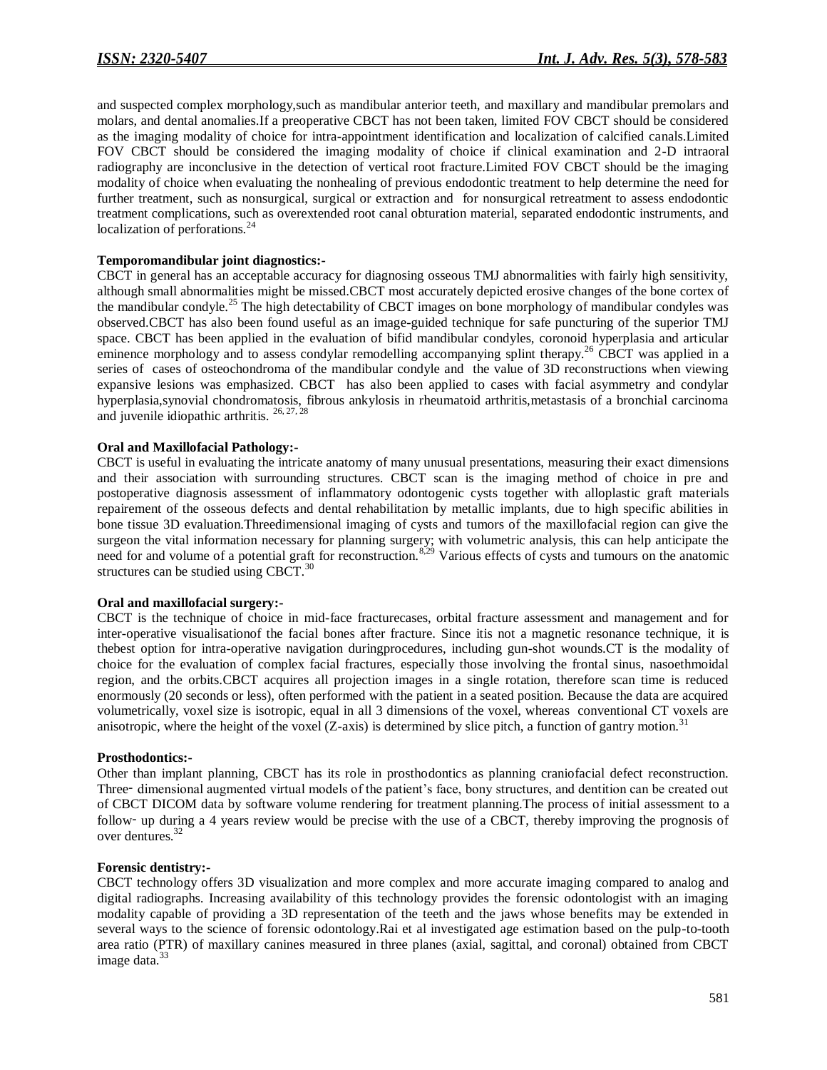and suspected complex morphology,such as mandibular anterior teeth, and maxillary and mandibular premolars and molars, and dental anomalies.If a preoperative CBCT has not been taken, limited FOV CBCT should be considered as the imaging modality of choice for intra-appointment identification and localization of calcified canals.Limited FOV CBCT should be considered the imaging modality of choice if clinical examination and 2-D intraoral radiography are inconclusive in the detection of vertical root fracture.Limited FOV CBCT should be the imaging modality of choice when evaluating the nonhealing of previous endodontic treatment to help determine the need for further treatment, such as nonsurgical, surgical or extraction and for nonsurgical retreatment to assess endodontic treatment complications, such as overextended root canal obturation material, separated endodontic instruments, and localization of perforations.[24]

**Temporomandibular joint diagnostics:-**

CBCT in general has an acceptable accuracy for diagnosing osseous TMJ abnormalities with fairly high sensitivity, although small abnormalities might be missed.CBCT most accurately depicted erosive changes of the bone cortex of the mandibular condyle.[25] The high detectability of CBCT images on bone morphology of mandibular condyles was observed.CBCT has also been found useful as an image-guided technique for safe puncturing of the superior TMJ space. CBCT has been applied in the evaluation of bifid mandibular condyles, coronoid hyperplasia and articular eminence morphology and to assess condylar remodelling accompanying splint therapy.[26] CBCT was applied in a series of cases of osteochondroma of the mandibular condyle and the value of 3D reconstructions when viewing expansive lesions was emphasized. CBCT has also been applied to cases with facial asymmetry and condylar hyperplasia,synovial chondromatosis, fibrous ankylosis in rheumatoid arthritis,metastasis of a bronchial carcinoma and juvenile idiopathic arthritis. [26, 27, 28]

**Oral and Maxillofacial Pathology:-**

CBCT is useful in evaluating the intricate anatomy of many unusual presentations, measuring their exact dimensions and their association with surrounding structures. CBCT scan is the imaging method of choice in pre and postoperative diagnosis assessment of inflammatory odontogenic cysts together with alloplastic graft materials repairement of the osseous defects and dental rehabilitation by metallic implants, due to high specific abilities in bone tissue 3D evaluation.Threedimensional imaging of cysts and tumors of the maxillofacial region can give the surgeon the vital information necessary for planning surgery; with volumetric analysis, this can help anticipate the need for and volume of a potential graft for reconstruction.[8,29] Various effects of cysts and tumours on the anatomic structures can be studied using CBCT.[30]

**Oral and maxillofacial surgery:-**

CBCT is the technique of choice in mid-face fracturecases, orbital fracture assessment and management and for inter-operative visualisationof the facial bones after fracture. Since itis not a magnetic resonance technique, it is thebest option for intra-operative navigation duringprocedures, including gun-shot wounds.CT is the modality of choice for the evaluation of complex facial fractures, especially those involving the frontal sinus, nasoethmoidal region, and the orbits.CBCT acquires all projection images in a single rotation, therefore scan time is reduced enormously (20 seconds or less), often performed with the patient in a seated position. Because the data are acquired volumetrically, voxel size is isotropic, equal in all 3 dimensions of the voxel, whereas conventional CT voxels are anisotropic, where the height of the voxel (Z-axis) is determined by slice pitch, a function of gantry motion.[31]

**Prosthodontics:-**

Other than implant planning, CBCT has its role in prosthodontics as planning craniofacial defect reconstruction. Three‑ dimensional augmented virtual models of the patient's face, bony structures, and dentition can be created out of CBCT DICOM data by software volume rendering for treatment planning.The process of initial assessment to a follow‑ up during a 4 years review would be precise with the use of a CBCT, thereby improving the prognosis of over dentures.[32]

**Forensic dentistry:-**

CBCT technology offers 3D visualization and more complex and more accurate imaging compared to analog and digital radiographs. Increasing availability of this technology provides the forensic odontologist with an imaging modality capable of providing a 3D representation of the teeth and the jaws whose benefits may be extended in several ways to the science of forensic odontology.Rai et al investigated age estimation based on the pulp-to-tooth area ratio (PTR) of maxillary canines measured in three planes (axial, sagittal, and coronal) obtained from CBCT image data.[33]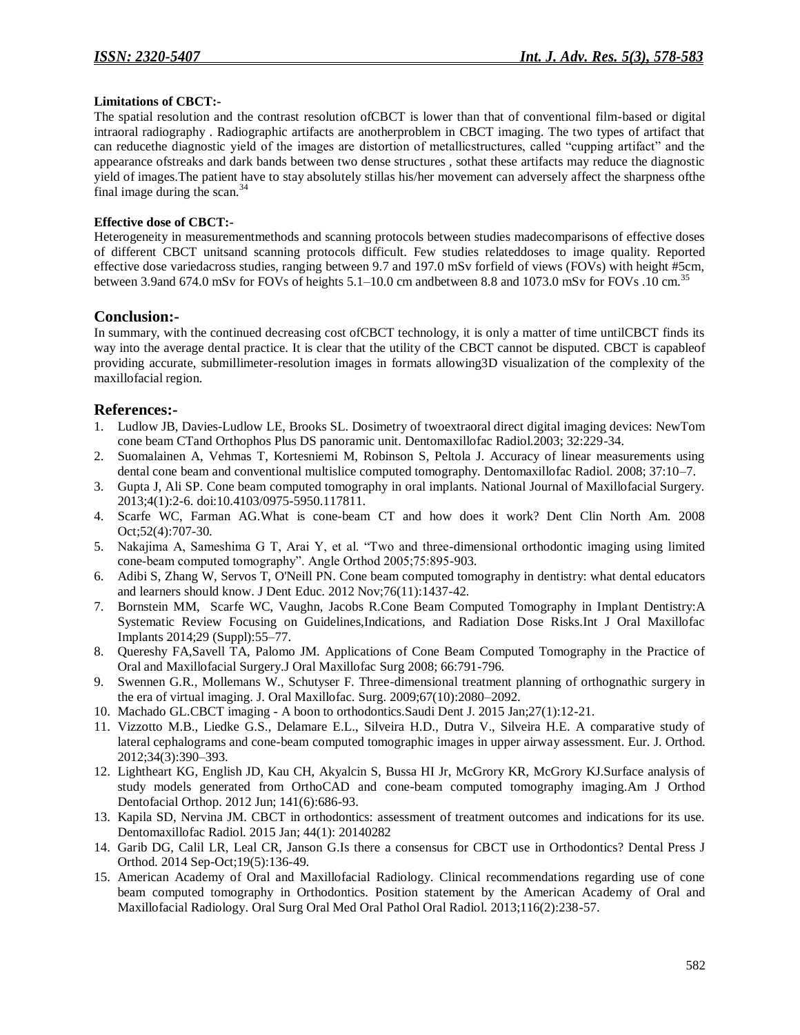**Limitations of CBCT:-**

The spatial resolution and the contrast resolution ofCBCT is lower than that of conventional film-based or digital intraoral radiography . Radiographic artifacts are anotherproblem in CBCT imaging. The two types of artifact that can reducethe diagnostic yield of the images are distortion of metallicstructures, called "cupping artifact" and the appearance ofstreaks and dark bands between two dense structures , sothat these artifacts may reduce the diagnostic yield of images.The patient have to stay absolutely stillas his/her movement can adversely affect the sharpness ofthe final image during the scan.[34]

**Effective dose of CBCT:-**

Heterogeneity in measurementmethods and scanning protocols between studies madecomparisons of effective doses of different CBCT unitsand scanning protocols difficult. Few studies relateddoses to image quality. Reported effective dose variedacross studies, ranging between 9.7 and 197.0 mSv forfield of views (FOVs) with height #5cm, between 3.9and 674.0 mSv for FOVs of heights 5.1–10.0 cm andbetween 8.8 and 1073.0 mSv for FOVs .10 cm.[35]

## Conclusion:-

In summary, with the continued decreasing cost ofCBCT technology, it is only a matter of time untilCBCT finds its way into the average dental practice. It is clear that the utility of the CBCT cannot be disputed. CBCT is capableof providing accurate, submillimeter-resolution images in formats allowing3D visualization of the complexity of the maxillofacial region.

## References:-

1. Ludlow JB, Davies-Ludlow LE, Brooks SL. Dosimetry of twoextraoral direct digital imaging devices: NewTom cone beam CTand Orthophos Plus DS panoramic unit. Dentomaxillofac Radiol.2003; 32:229-34.
2. Suomalainen A, Vehmas T, Kortesniemi M, Robinson S, Peltola J. Accuracy of linear measurements using dental cone beam and conventional multislice computed tomography. Dentomaxillofac Radiol. 2008; 37:10–7.
3. Gupta J, Ali SP. Cone beam computed tomography in oral implants. National Journal of Maxillofacial Surgery. 2013;4(1):2-6. doi:10.4103/0975-5950.117811.
4. Scarfe WC, Farman AG.What is cone-beam CT and how does it work? Dent Clin North Am. 2008 Oct;52(4):707-30.
5. Nakajima A, Sameshima G T, Arai Y, et al. "Two and three-dimensional orthodontic imaging using limited cone-beam computed tomography". Angle Orthod 2005;75:895-903.
6. Adibi S, Zhang W, Servos T, O'Neill PN. Cone beam computed tomography in dentistry: what dental educators and learners should know. J Dent Educ. 2012 Nov;76(11):1437-42.
7. Bornstein MM, Scarfe WC, Vaughn, Jacobs R.Cone Beam Computed Tomography in Implant Dentistry:A Systematic Review Focusing on Guidelines,Indications, and Radiation Dose Risks.Int J Oral Maxillofac Implants 2014;29 (Suppl):55–77.
8. Quereshy FA,Savell TA, Palomo JM. Applications of Cone Beam Computed Tomography in the Practice of Oral and Maxillofacial Surgery.J Oral Maxillofac Surg 2008; 66:791-796.
9. Swennen G.R., Mollemans W., Schutyser F. Three-dimensional treatment planning of orthognathic surgery in the era of virtual imaging. J. Oral Maxillofac. Surg. 2009;67(10):2080–2092.
10. Machado GL.CBCT imaging - A boon to orthodontics.Saudi Dent J. 2015 Jan;27(1):12-21.
11. Vizzotto M.B., Liedke G.S., Delamare E.L., Silveira H.D., Dutra V., Silveira H.E. A comparative study of lateral cephalograms and cone-beam computed tomographic images in upper airway assessment. Eur. J. Orthod. 2012;34(3):390–393.
12. Lightheart KG, English JD, Kau CH, Akyalcin S, Bussa HI Jr, McGrory KR, McGrory KJ.Surface analysis of study models generated from OrthoCAD and cone-beam computed tomography imaging.Am J Orthod Dentofacial Orthop. 2012 Jun; 141(6):686-93.
13. Kapila SD, Nervina JM. CBCT in orthodontics: assessment of treatment outcomes and indications for its use. Dentomaxillofac Radiol. 2015 Jan; 44(1): 20140282
14. Garib DG, Calil LR, Leal CR, Janson G.Is there a consensus for CBCT use in Orthodontics? Dental Press J Orthod. 2014 Sep-Oct;19(5):136-49.
15. American Academy of Oral and Maxillofacial Radiology. Clinical recommendations regarding use of cone beam computed tomography in Orthodontics. Position statement by the American Academy of Oral and Maxillofacial Radiology. Oral Surg Oral Med Oral Pathol Oral Radiol. 2013;116(2):238-57.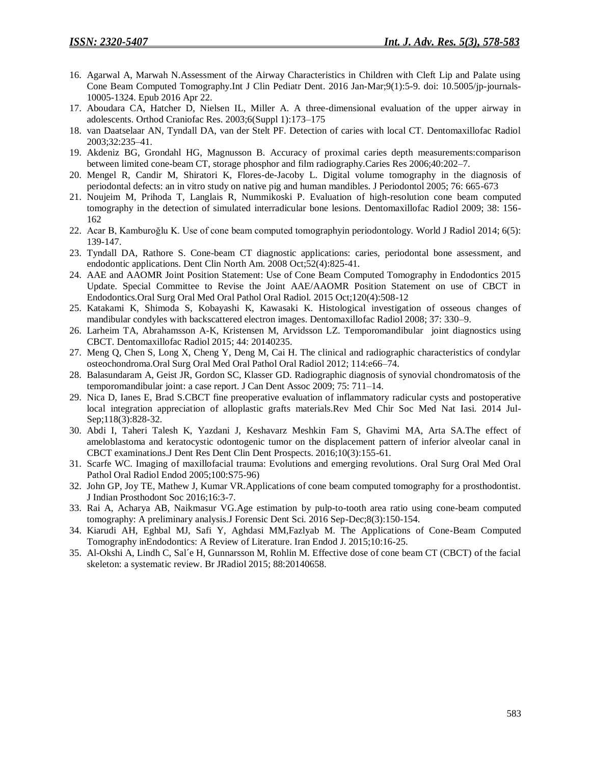16. Agarwal A, Marwah N.Assessment of the Airway Characteristics in Children with Cleft Lip and Palate using Cone Beam Computed Tomography.Int J Clin Pediatr Dent. 2016 Jan-Mar;9(1):5-9. doi: 10.5005/jp-journals-10005-1324. Epub 2016 Apr 22.
17. Aboudara CA, Hatcher D, Nielsen IL, Miller A. A three-dimensional evaluation of the upper airway in adolescents. Orthod Craniofac Res. 2003;6(Suppl 1):173–175
18. van Daatselaar AN, Tyndall DA, van der Stelt PF. Detection of caries with local CT. Dentomaxillofac Radiol 2003;32:235–41.
19. Akdeniz BG, Grondahl HG, Magnusson B. Accuracy of proximal caries depth measurements:comparison between limited cone-beam CT, storage phosphor and film radiography.Caries Res 2006;40:202–7.
20. Mengel R, Candir M, Shiratori K, Flores-de-Jacoby L. Digital volume tomography in the diagnosis of periodontal defects: an in vitro study on native pig and human mandibles. J Periodontol 2005; 76: 665-673
21. Noujeim M, Prihoda T, Langlais R, Nummikoski P. Evaluation of high-resolution cone beam computed tomography in the detection of simulated interradicular bone lesions. Dentomaxillofac Radiol 2009; 38: 156-162
22. Acar B, Kamburoğlu K. Use of cone beam computed tomographyin periodontology. World J Radiol 2014; 6(5): 139-147.
23. Tyndall DA, Rathore S. Cone-beam CT diagnostic applications: caries, periodontal bone assessment, and endodontic applications. Dent Clin North Am. 2008 Oct;52(4):825-41.
24. AAE and AAOMR Joint Position Statement: Use of Cone Beam Computed Tomography in Endodontics 2015 Update. Special Committee to Revise the Joint AAE/AAOMR Position Statement on use of CBCT in Endodontics.Oral Surg Oral Med Oral Pathol Oral Radiol. 2015 Oct;120(4):508-12
25. Katakami K, Shimoda S, Kobayashi K, Kawasaki K. Histological investigation of osseous changes of mandibular condyles with backscattered electron images. Dentomaxillofac Radiol 2008; 37: 330–9.
26. Larheim TA, Abrahamsson A-K, Kristensen M, Arvidsson LZ. Temporomandibular joint diagnostics using CBCT. Dentomaxillofac Radiol 2015; 44: 20140235.
27. Meng Q, Chen S, Long X, Cheng Y, Deng M, Cai H. The clinical and radiographic characteristics of condylar osteochondroma.Oral Surg Oral Med Oral Pathol Oral Radiol 2012; 114:e66–74.
28. Balasundaram A, Geist JR, Gordon SC, Klasser GD. Radiographic diagnosis of synovial chondromatosis of the temporomandibular joint: a case report. J Can Dent Assoc 2009; 75: 711–14.
29. Nica D, Ianes E, Brad S.CBCT fine preoperative evaluation of inflammatory radicular cysts and postoperative local integration appreciation of alloplastic grafts materials.Rev Med Chir Soc Med Nat Iasi. 2014 Jul-Sep;118(3):828-32.
30. Abdi I, Taheri Talesh K, Yazdani J, Keshavarz Meshkin Fam S, Ghavimi MA, Arta SA.The effect of ameloblastoma and keratocystic odontogenic tumor on the displacement pattern of inferior alveolar canal in CBCT examinations.J Dent Res Dent Clin Dent Prospects. 2016;10(3):155-61.
31. Scarfe WC. Imaging of maxillofacial trauma: Evolutions and emerging revolutions. Oral Surg Oral Med Oral Pathol Oral Radiol Endod 2005;100:S75-96)
32. John GP, Joy TE, Mathew J, Kumar VR.Applications of cone beam computed tomography for a prosthodontist. J Indian Prosthodont Soc 2016;16:3-7.
33. Rai A, Acharya AB, Naikmasur VG.Age estimation by pulp-to-tooth area ratio using cone-beam computed tomography: A preliminary analysis.J Forensic Dent Sci. 2016 Sep-Dec;8(3):150-154.
34. Kiarudi AH, Eghbal MJ, Safi Y, Aghdasi MM,Fazlyab M. The Applications of Cone-Beam Computed Tomography inEndodontics: A Review of Literature. Iran Endod J. 2015;10:16-25.
35. Al-Okshi A, Lindh C, Sal´e H, Gunnarsson M, Rohlin M. Effective dose of cone beam CT (CBCT) of the facial skeleton: a systematic review. Br JRadiol 2015; 88:20140658.